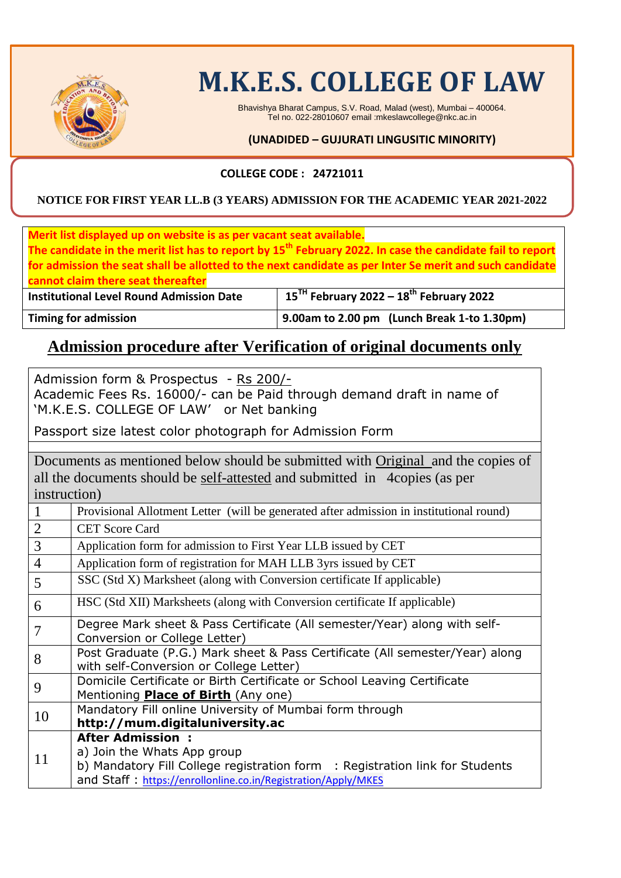# M.K.E.S. COLLEGE OF LAW

Bhavishya Bharat Campus, S.V. Road, Malad (west), Mumbai – 400064.
Tel no. 022-28010607 email :mkeslawcollege@nkc.ac.in

**(UNADIDED – GUJURATI LINGUSITIC MINORITY)**

**COLLEGE CODE : 24721011**

**NOTICE FOR FIRST YEAR LL.B (3 YEARS) ADMISSION FOR THE ACADEMIC YEAR 2021-2022**

**Merit list displayed up on website is as per vacant seat available.**
**The candidate in the merit list has to report by 15th February 2022. In case the candidate fail to report for admission the seat shall be allotted to the next candidate as per Inter Se merit and such candidate cannot claim there seat thereafter**

| | |
|---|---|
| **Institutional Level Round Admission Date** | **15TH February 2022 – 18th February 2022** |
| **Timing for admission** | **9.00am to 2.00 pm (Lunch Break 1-to 1.30pm)** |

## Admission procedure after Verification of original documents only

Admission form & Prospectus - Rs 200/-
Academic Fees Rs. 16000/- can be Paid through demand draft in name of 'M.K.E.S. COLLEGE OF LAW' or Net banking

Passport size latest color photograph for Admission Form

Documents as mentioned below should be submitted with Original and the copies of all the documents should be self-attested and submitted in 4copies (as per instruction)

| | |
|---|---|
| 1 | Provisional Allotment Letter (will be generated after admission in institutional round) |
| 2 | CET Score Card |
| 3 | Application form for admission to First Year LLB issued by CET |
| 4 | Application form of registration for MAH LLB 3yrs issued by CET |
| 5 | SSC (Std X) Marksheet (along with Conversion certificate If applicable) |
| 6 | HSC (Std XII) Marksheets (along with Conversion certificate If applicable) |
| 7 | Degree Mark sheet & Pass Certificate (All semester/Year) along with self-Conversion or College Letter) |
| 8 | Post Graduate (P.G.) Mark sheet & Pass Certificate (All semester/Year) along with self-Conversion or College Letter) |
| 9 | Domicile Certificate or Birth Certificate or School Leaving Certificate Mentioning **Place of Birth** (Any one) |
| 10 | Mandatory Fill online University of Mumbai form through **http://mum.digitaluniversity.ac** |
| 11 | **After Admission :** a) Join the Whats App group b) Mandatory Fill College registration form : Registration link for Students and Staff : https://enrollonline.co.in/Registration/Apply/MKES |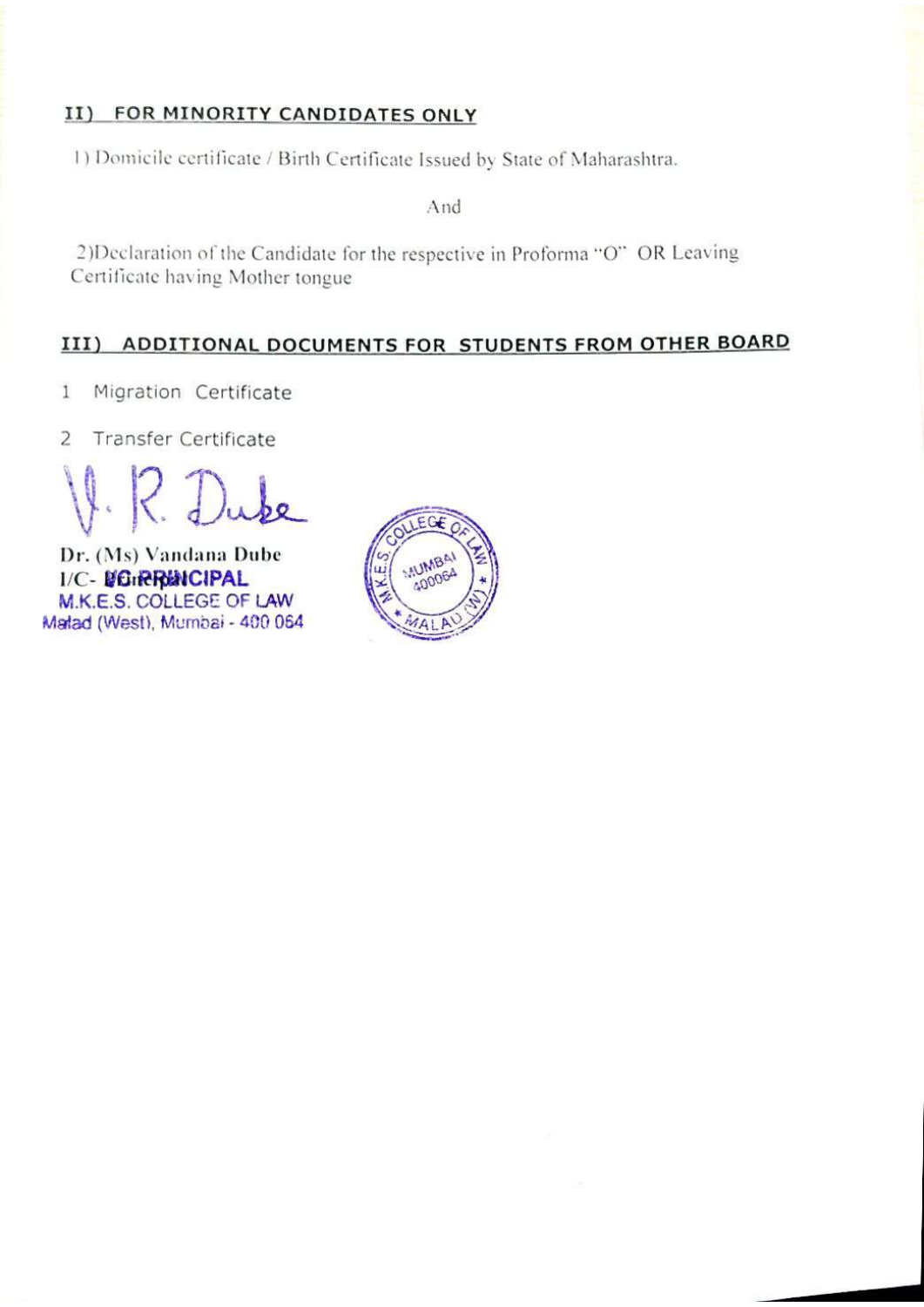## II) FOR MINORITY CANDIDATES ONLY

1) Domicile certificate / Birth Certificate Issued by State of Maharashtra.

And

2)Declaration of the Candidate for the respective in Proforma "O" OR Leaving Certificate having Mother tongue

## III) ADDITIONAL DOCUMENTS FOR STUDENTS FROM OTHER BOARD

1 Migration Certificate

2 Transfer Certificate

V. R. Dube

**Dr. (Ms) Vandana Dube**
**I/C- PRINCIPAL**
M.K.E.S. COLLEGE OF LAW
Malad (West), Mumbai - 400 064

M.K.E.S. COLLEGE OF LAW MUMBAI 400064 MALAD (W)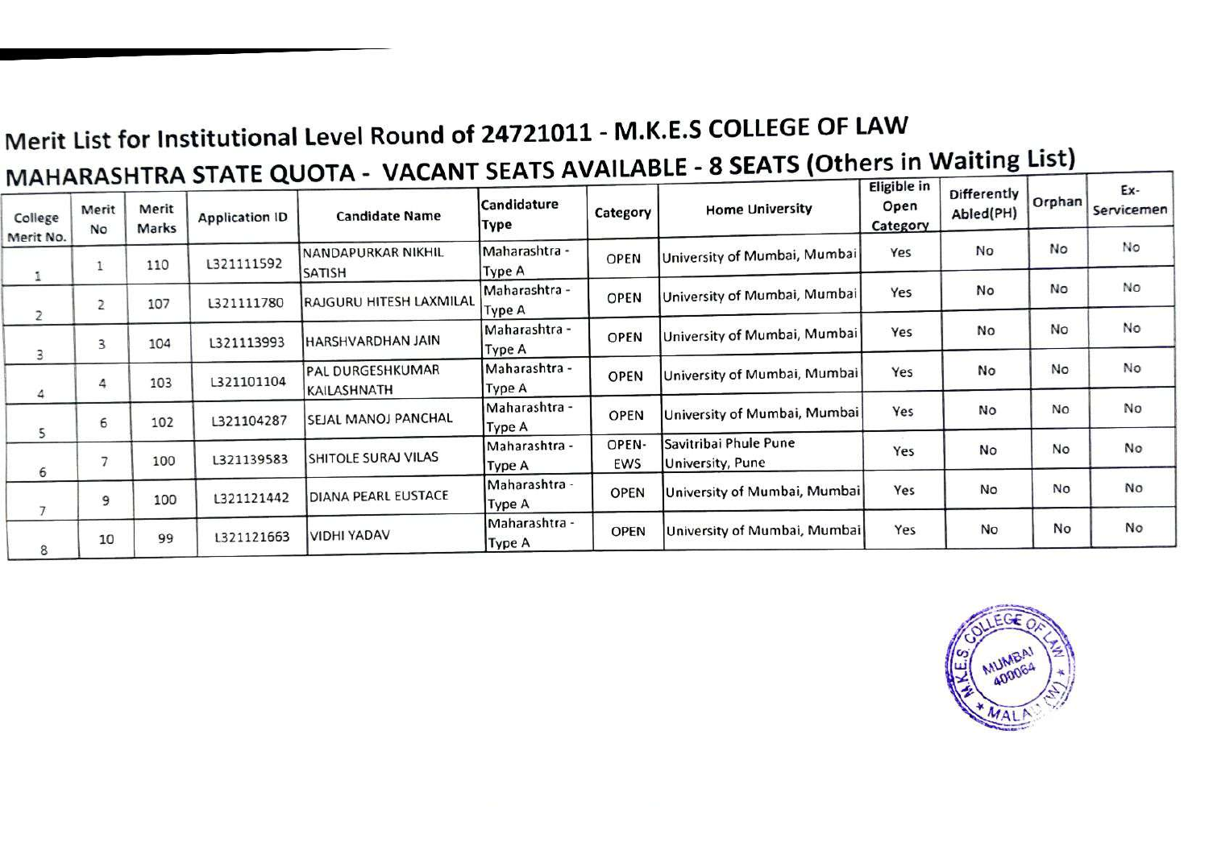# Merit List for Institutional Level Round of 24721011 - M.K.E.S COLLEGE OF LAW

## MAHARASHTRA STATE QUOTA - VACANT SEATS AVAILABLE - 8 SEATS (Others in Waiting List)

| College Merit No. | Merit No | Merit Marks | Application ID | Candidate Name | Candidature Type | Category | Home University | Eligible in Open Category | Differently Abled(PH) | Orphan | Ex-Servicemen |
|---|---|---|---|---|---|---|---|---|---|---|---|
| 1 | 1 | 110 | L321111592 | NANDAPURKAR NIKHIL SATISH | Maharashtra - Type A | OPEN | University of Mumbai, Mumbai | Yes | No | No | No |
| 2 | 2 | 107 | L321111780 | RAJGURU HITESH LAXMILAL | Maharashtra - Type A | OPEN | University of Mumbai, Mumbai | Yes | No | No | No |
| 3 | 3 | 104 | L321113993 | HARSHVARDHAN JAIN | Maharashtra - Type A | OPEN | University of Mumbai, Mumbai | Yes | No | No | No |
| 4 | 4 | 103 | L321101104 | PAL DURGESHKUMAR KAILASHNATH | Maharashtra - Type A | OPEN | University of Mumbai, Mumbai | Yes | No | No | No |
| 5 | 6 | 102 | L321104287 | SEJAL MANOJ PANCHAL | Maharashtra - Type A | OPEN | University of Mumbai, Mumbai | Yes | No | No | No |
| 6 | 7 | 100 | L321139583 | SHITOLE SURAJ VILAS | Maharashtra - Type A | OPEN-EWS | Savitribai Phule Pune University, Pune | Yes | No | No | No |
| 7 | 9 | 100 | L321121442 | DIANA PEARL EUSTACE | Maharashtra - Type A | OPEN | University of Mumbai, Mumbai | Yes | No | No | No |
| 8 | 10 | 99 | L321121663 | VIDHI YADAV | Maharashtra - Type A | OPEN | University of Mumbai, Mumbai | Yes | No | No | No |

M.K.E.S. COLLEGE OF LAW MUMBAI 400064 MALAD (W)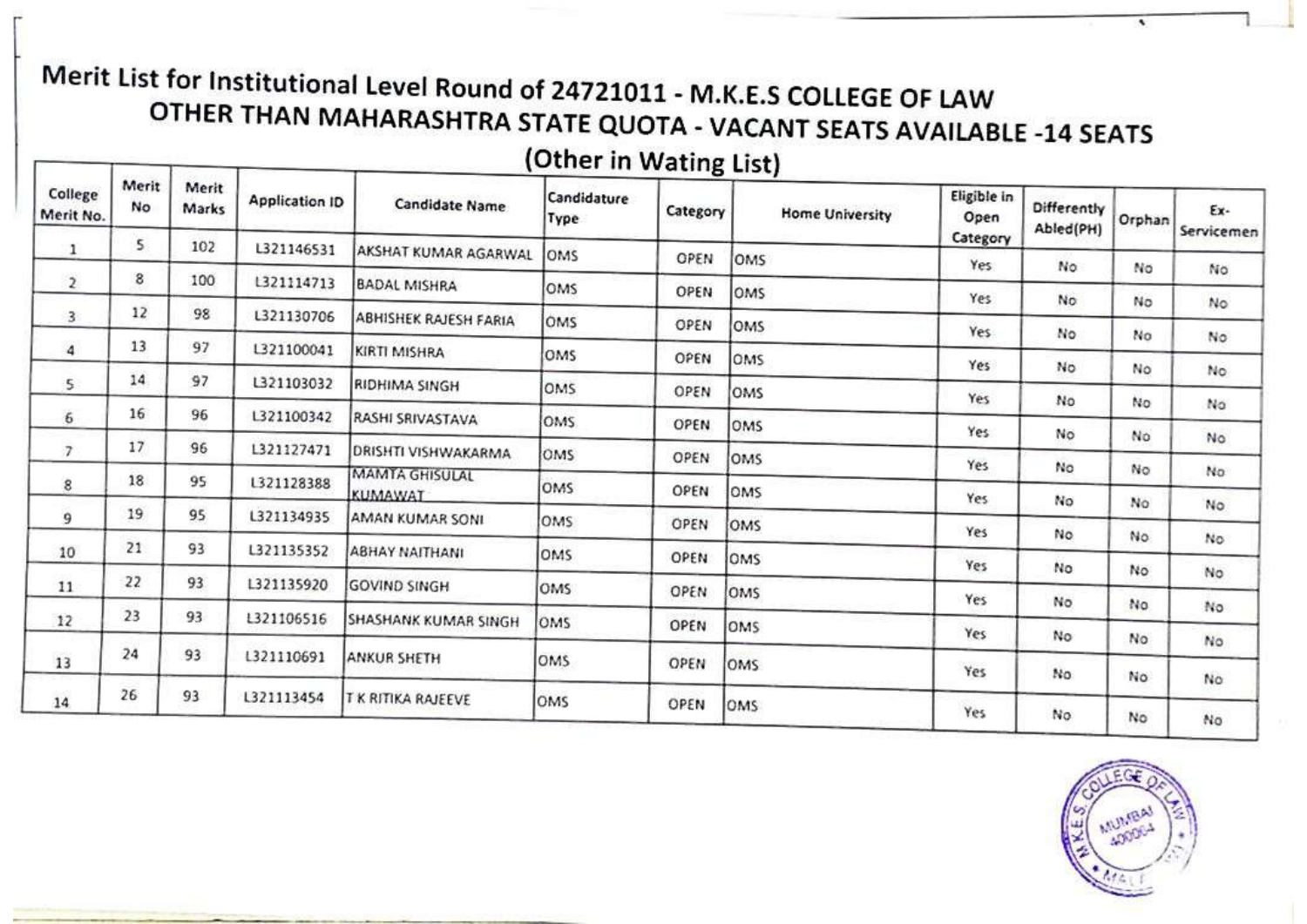# Merit List for Institutional Level Round of 24721011 - M.K.E.S COLLEGE OF LAW

## OTHER THAN MAHARASHTRA STATE QUOTA - VACANT SEATS AVAILABLE -14 SEATS

### (Other in Wating List)

| College Merit No. | Merit No | Merit Marks | Application ID | Candidate Name | Candidature Type | Category | Home University | Eligible in Open Category | Differently Abled(PH) | Orphan | Ex-Servicemen |
|---|---|---|---|---|---|---|---|---|---|---|---|
| 1 | 5 | 102 | L321146531 | AKSHAT KUMAR AGARWAL | OMS | OPEN | OMS | Yes | No | No | No |
| 2 | 8 | 100 | L321114713 | BADAL MISHRA | OMS | OPEN | OMS | Yes | No | No | No |
| 3 | 12 | 98 | L321130706 | ABHISHEK RAJESH FARIA | OMS | OPEN | OMS | Yes | No | No | No |
| 4 | 13 | 97 | L321100041 | KIRTI MISHRA | OMS | OPEN | OMS | Yes | No | No | No |
| 5 | 14 | 97 | L321103032 | RIDHIMA SINGH | OMS | OPEN | OMS | Yes | No | No | No |
| 6 | 16 | 96 | L321100342 | RASHI SRIVASTAVA | OMS | OPEN | OMS | Yes | No | No | No |
| 7 | 17 | 96 | L321127471 | DRISHTI VISHWAKARMA | OMS | OPEN | OMS | Yes | No | No | No |
| 8 | 18 | 95 | L321128388 | MAMTA GHISULAL KUMAWAT | OMS | OPEN | OMS | Yes | No | No | No |
| 9 | 19 | 95 | L321134935 | AMAN KUMAR SONI | OMS | OPEN | OMS | Yes | No | No | No |
| 10 | 21 | 93 | L321135352 | ABHAY NAITHANI | OMS | OPEN | OMS | Yes | No | No | No |
| 11 | 22 | 93 | L321135920 | GOVIND SINGH | OMS | OPEN | OMS | Yes | No | No | No |
| 12 | 23 | 93 | L321106516 | SHASHANK KUMAR SINGH | OMS | OPEN | OMS | Yes | No | No | No |
| 13 | 24 | 93 | L321110691 | ANKUR SHETH | OMS | OPEN | OMS | Yes | No | No | No |
| 14 | 26 | 93 | L321113454 | T K RITIKA RAJEEVE | OMS | OPEN | OMS | Yes | No | No | No |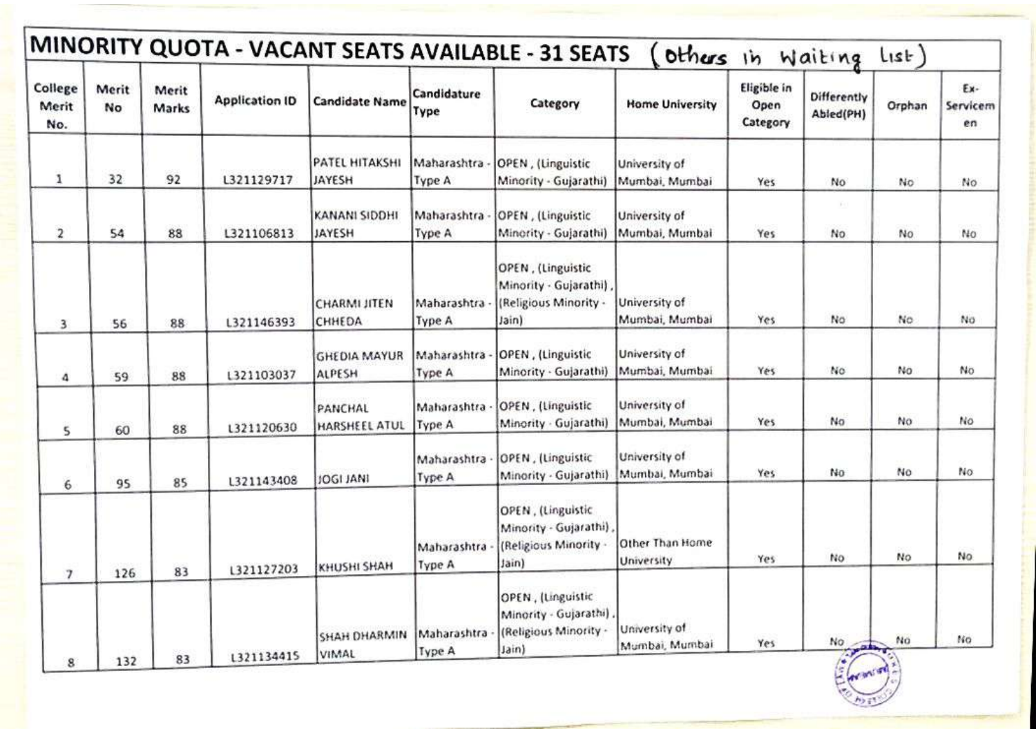# MINORITY QUOTA - VACANT SEATS AVAILABLE - 31 SEATS (others in Waiting list)

| College Merit No. | Merit No | Merit Marks | Application ID | Candidate Name | Candidature Type | Category | Home University | Eligible in Open Category | Differently Abled(PH) | Orphan | Ex-Servicemen |
|---|---|---|---|---|---|---|---|---|---|---|---|
| 1 | 32 | 92 | L321129717 | PATEL HITAKSHI JAYESH | Maharashtra - Type A | OPEN , (Linguistic Minority - Gujarathi) | University of Mumbai, Mumbai | Yes | No | No | No |
| 2 | 54 | 88 | L321106813 | KANANI SIDDHI JAYESH | Maharashtra - Type A | OPEN , (Linguistic Minority - Gujarathi) | University of Mumbai, Mumbai | Yes | No | No | No |
| 3 | 56 | 88 | L321146393 | CHARMI JITEN CHHEDA | Maharashtra - Type A | OPEN , (Linguistic Minority - Gujarathi) , (Religious Minority - Jain) | University of Mumbai, Mumbai | Yes | No | No | No |
| 4 | 59 | 88 | L321103037 | GHEDIA MAYUR ALPESH | Maharashtra - Type A | OPEN , (Linguistic Minority - Gujarathi) | University of Mumbai, Mumbai | Yes | No | No | No |
| 5 | 60 | 88 | L321120630 | PANCHAL HARSHEEL ATUL | Maharashtra - Type A | OPEN , (Linguistic Minority - Gujarathi) | University of Mumbai, Mumbai | Yes | No | No | No |
| 6 | 95 | 85 | L321143408 | JOGI JANI | Maharashtra - Type A | OPEN , (Linguistic Minority - Gujarathi) | University of Mumbai, Mumbai | Yes | No | No | No |
| 7 | 126 | 83 | L321127203 | KHUSHI SHAH | Maharashtra - Type A | OPEN , (Linguistic Minority - Gujarathi) , (Religious Minority - Jain) | Other Than Home University | Yes | No | No | No |
| 8 | 132 | 83 | L321134415 | SHAH DHARMIN VIMAL | Maharashtra - Type A | OPEN , (Linguistic Minority - Gujarathi) , (Religious Minority - Jain) | University of Mumbai, Mumbai | Yes | No | No | No |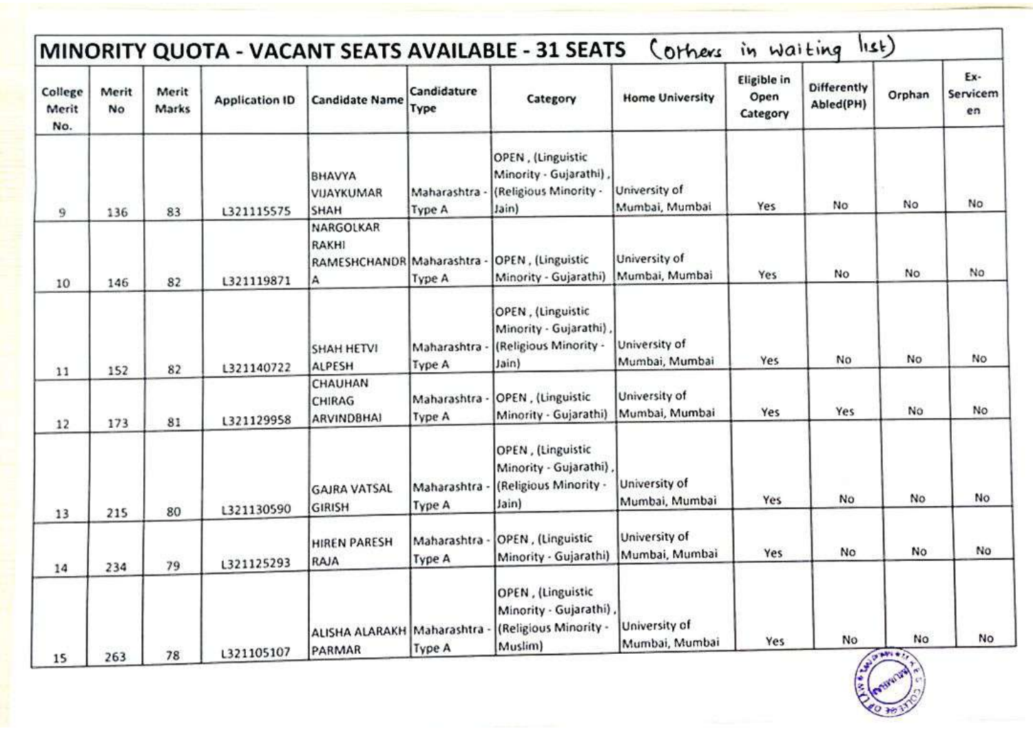# MINORITY QUOTA - VACANT SEATS AVAILABLE - 31 SEATS (others in waiting list)

| College Merit No. | Merit No | Merit Marks | Application ID | Candidate Name | Candidature Type | Category | Home University | Eligible in Open Category | Differently Abled(PH) | Orphan | Ex-Servicemen |
|---|---|---|---|---|---|---|---|---|---|---|---|
| 9 | 136 | 83 | L321115575 | BHAVYA VIJAYKUMAR SHAH | Maharashtra - Type A | OPEN , (Linguistic Minority - Gujarathi) , (Religious Minority - Jain) | University of Mumbai, Mumbai | Yes | No | No | No |
| 10 | 146 | 82 | L321119871 | NARGOLKAR RAKHI RAMESHCHANDRA | Maharashtra - Type A | OPEN , (Linguistic Minority - Gujarathi) | University of Mumbai, Mumbai | Yes | No | No | No |
| 11 | 152 | 82 | L321140722 | SHAH HETVI ALPESH | Maharashtra - Type A | OPEN , (Linguistic Minority - Gujarathi) , (Religious Minority - Jain) | University of Mumbai, Mumbai | Yes | No | No | No |
| 12 | 173 | 81 | L321129958 | CHAUHAN CHIRAG ARVINDBHAI | Maharashtra - Type A | OPEN , (Linguistic Minority - Gujarathi) | University of Mumbai, Mumbai | Yes | Yes | No | No |
| 13 | 215 | 80 | L321130590 | GAJRA VATSAL GIRISH | Maharashtra - Type A | OPEN , (Linguistic Minority - Gujarathi) , (Religious Minority - Jain) | University of Mumbai, Mumbai | Yes | No | No | No |
| 14 | 234 | 79 | L321125293 | HIREN PARESH RAJA | Maharashtra - Type A | OPEN , (Linguistic Minority - Gujarathi) | University of Mumbai, Mumbai | Yes | No | No | No |
| 15 | 263 | 78 | L321105107 | ALISHA ALARAKH PARMAR | Maharashtra - Type A | OPEN , (Linguistic Minority - Gujarathi) , (Religious Minority - Muslim) | University of Mumbai, Mumbai | Yes | No | No | No |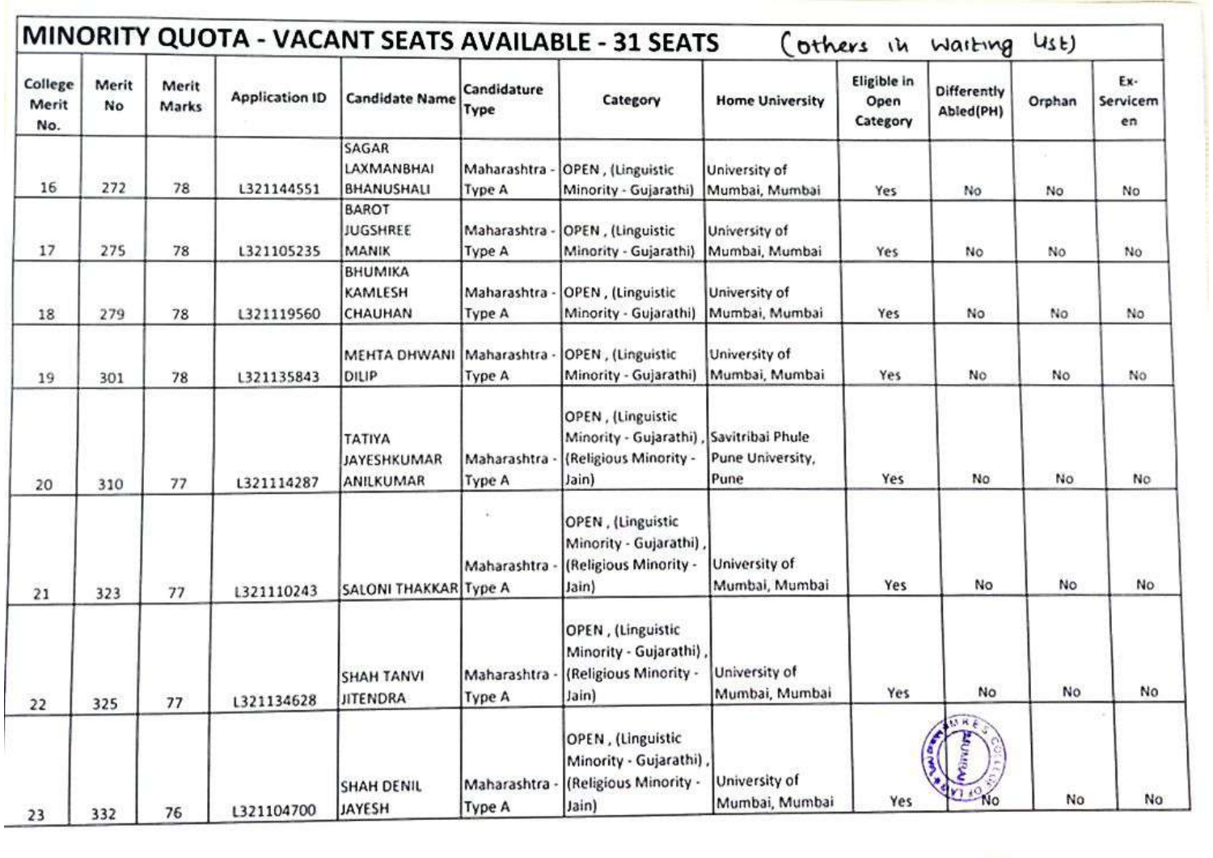# MINORITY QUOTA - VACANT SEATS AVAILABLE - 31 SEATS (others in waiting list)

| College Merit No. | Merit No | Merit Marks | Application ID | Candidate Name | Candidature Type | Category | Home University | Eligible in Open Category | Differently Abled(PH) | Orphan | Ex-Servicemen |
|---|---|---|---|---|---|---|---|---|---|---|---|
| 16 | 272 | 78 | L321144551 | SAGAR LAXMANBHAI BHANUSHALI | Maharashtra - Type A | OPEN , (Linguistic Minority - Gujarathi) | University of Mumbai, Mumbai | Yes | No | No | No |
| 17 | 275 | 78 | L321105235 | BAROT JUGSHREE MANIK | Maharashtra - Type A | OPEN , (Linguistic Minority - Gujarathi) | University of Mumbai, Mumbai | Yes | No | No | No |
| 18 | 279 | 78 | L321119560 | BHUMIKA KAMLESH CHAUHAN | Maharashtra - Type A | OPEN , (Linguistic Minority - Gujarathi) | University of Mumbai, Mumbai | Yes | No | No | No |
| 19 | 301 | 78 | L321135843 | MEHTA DHWANI DILIP | Maharashtra - Type A | OPEN , (Linguistic Minority - Gujarathi) | University of Mumbai, Mumbai | Yes | No | No | No |
| 20 | 310 | 77 | L321114287 | TATIYA JAYESHKUMAR ANILKUMAR | Maharashtra - Type A | OPEN , (Linguistic Minority - Gujarathi) , (Religious Minority - Jain) | Savitribai Phule Pune University, Pune | Yes | No | No | No |
| 21 | 323 | 77 | L321110243 | SALONI THAKKAR | Maharashtra - Type A | OPEN , (Linguistic Minority - Gujarathi) , (Religious Minority - Jain) | University of Mumbai, Mumbai | Yes | No | No | No |
| 22 | 325 | 77 | L321134628 | SHAH TANVI JITENDRA | Maharashtra - Type A | OPEN , (Linguistic Minority - Gujarathi) , (Religious Minority - Jain) | University of Mumbai, Mumbai | Yes | No | No | No |
| 23 | 332 | 76 | L321104700 | SHAH DENIL JAYESH | Maharashtra - Type A | OPEN , (Linguistic Minority - Gujarathi) , (Religious Minority - Jain) | University of Mumbai, Mumbai | Yes | No | No | No |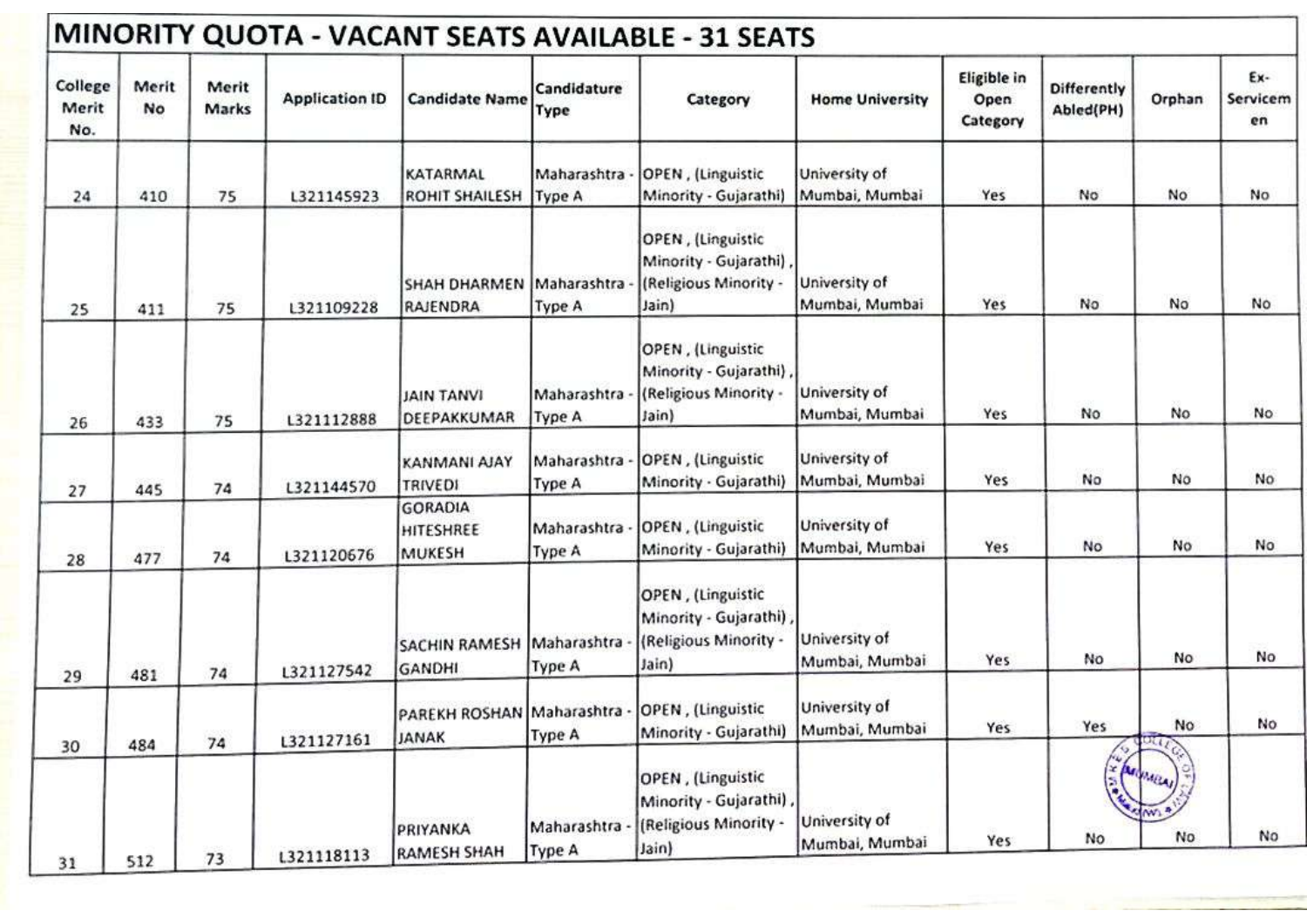# MINORITY QUOTA - VACANT SEATS AVAILABLE - 31 SEATS

| College Merit No. | Merit No | Merit Marks | Application ID | Candidate Name | Candidature Type | Category | Home University | Eligible in Open Category | Differently Abled(PH) | Orphan | Ex-Servicemen |
|---|---|---|---|---|---|---|---|---|---|---|---|
| 24 | 410 | 75 | L321145923 | KATARMAL ROHIT SHAILESH | Maharashtra - Type A | OPEN , (Linguistic Minority - Gujarathi) | University of Mumbai, Mumbai | Yes | No | No | No |
| 25 | 411 | 75 | L321109228 | SHAH DHARMEN RAJENDRA | Maharashtra - Type A | OPEN , (Linguistic Minority - Gujarathi) , (Religious Minority - Jain) | University of Mumbai, Mumbai | Yes | No | No | No |
| 26 | 433 | 75 | L321112888 | JAIN TANVI DEEPAKKUMAR | Maharashtra - Type A | OPEN , (Linguistic Minority - Gujarathi) , (Religious Minority - Jain) | University of Mumbai, Mumbai | Yes | No | No | No |
| 27 | 445 | 74 | L321144570 | KANMANI AJAY TRIVEDI | Maharashtra - Type A | OPEN , (Linguistic Minority - Gujarathi) | University of Mumbai, Mumbai | Yes | No | No | No |
| 28 | 477 | 74 | L321120676 | GORADIA HITESHREE MUKESH | Maharashtra - Type A | OPEN , (Linguistic Minority - Gujarathi) | University of Mumbai, Mumbai | Yes | No | No | No |
| 29 | 481 | 74 | L321127542 | SACHIN RAMESH GANDHI | Maharashtra - Type A | OPEN , (Linguistic Minority - Gujarathi) , (Religious Minority - Jain) | University of Mumbai, Mumbai | Yes | No | No | No |
| 30 | 484 | 74 | L321127161 | PAREKH ROSHAN JANAK | Maharashtra - Type A | OPEN , (Linguistic Minority - Gujarathi) | University of Mumbai, Mumbai | Yes | Yes | No | No |
| 31 | 512 | 73 | L321118113 | PRIYANKA RAMESH SHAH | Maharashtra - Type A | OPEN , (Linguistic Minority - Gujarathi) , (Religious Minority - Jain) | University of Mumbai, Mumbai | Yes | No | No | No |